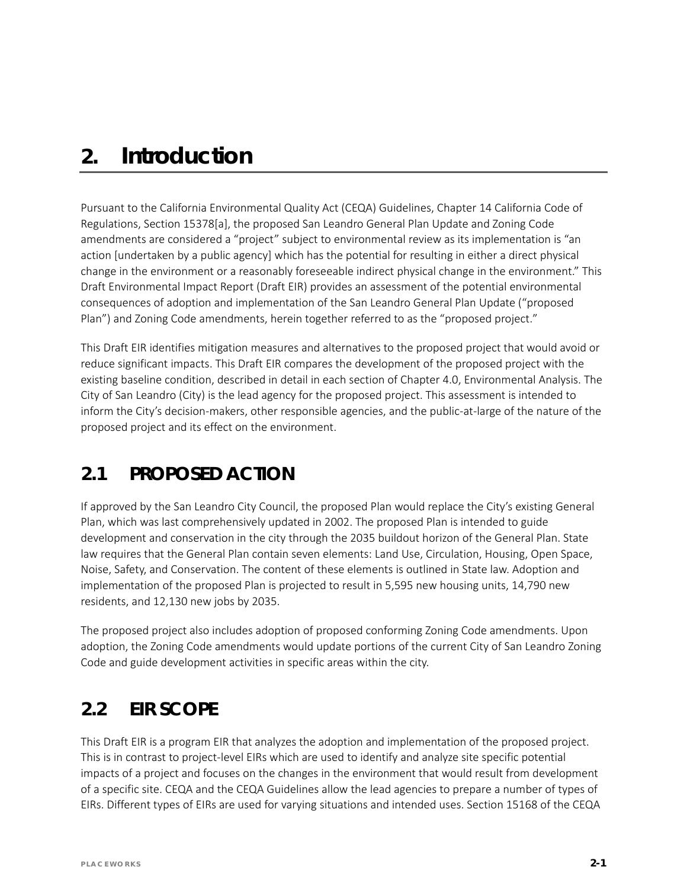# 2. Introduction

Pursuant to the California Environmental Quality Act (CEQA) Guidelines, Chapter 14 California Code of Regulations, Section 15378[a], the proposed San Leandro General Plan Update and Zoning Code amendments are considered a "project" subject to environmental review as its implementation is "an action [undertaken by a public agency] which has the potential for resulting in either a direct physical change in the environment or a reasonably foreseeable indirect physical change in the environment." This Draft Environmental Impact Report (Draft EIR) provides an assessment of the potential environmental consequences of adoption and implementation of the San Leandro General Plan Update ("proposed Plan") and Zoning Code amendments, herein together referred to as the "proposed project."

This Draft EIR identifies mitigation measures and alternatives to the proposed project that would avoid or reduce significant impacts. This Draft EIR compares the development of the proposed project with the existing baseline condition, described in detail in each section of Chapter 4.0, Environmental Analysis. The City of San Leandro (City) is the lead agency for the proposed project. This assessment is intended to inform the City's decision-makers, other responsible agencies, and the public-at-large of the nature of the proposed project and its effect on the environment.

## 2.1 PROPOSED ACTION

If approved by the San Leandro City Council, the proposed Plan would replace the City's existing General Plan, which was last comprehensively updated in 2002. The proposed Plan is intended to guide development and conservation in the city through the 2035 buildout horizon of the General Plan. State law requires that the General Plan contain seven elements: Land Use, Circulation, Housing, Open Space, Noise, Safety, and Conservation. The content of these elements is outlined in State law. Adoption and implementation of the proposed Plan is projected to result in 5,595 new housing units, 14,790 new residents, and 12,130 new jobs by 2035.

The proposed project also includes adoption of proposed conforming Zoning Code amendments. Upon adoption, the Zoning Code amendments would update portions of the current City of San Leandro Zoning Code and guide development activities in specific areas within the city.

## 2.2 EIR SCOPE

This Draft EIR is a program EIR that analyzes the adoption and implementation of the proposed project. This is in contrast to project-level EIRs which are used to identify and analyze site specific potential impacts of a project and focuses on the changes in the environment that would result from development of a specific site. CEQA and the CEQA Guidelines allow the lead agencies to prepare a number of types of EIRs. Different types of EIRs are used for varying situations and intended uses. Section 15168 of the CEQA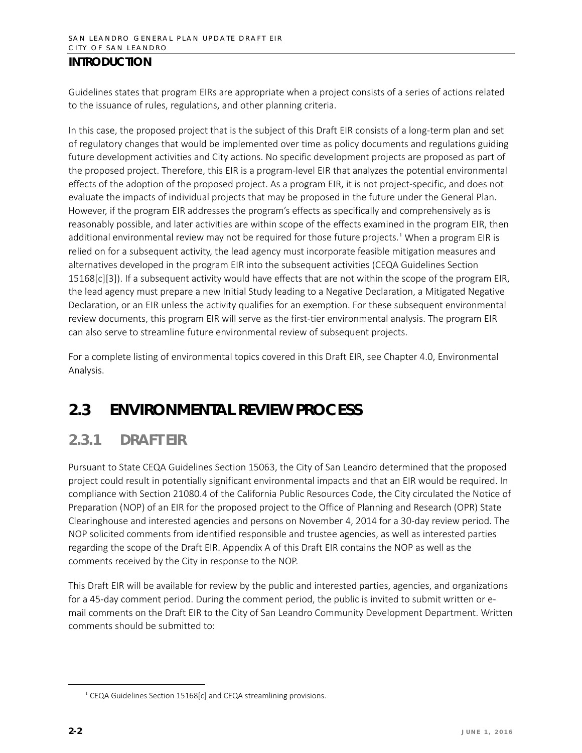Guidelines states that program EIRs are appropriate when a project consists of a series of actions related to the issuance of rules, regulations, and other planning criteria.

In this case, the proposed project that is the subject of this Draft EIR consists of a long-term plan and set of regulatory changes that would be implemented over time as policy documents and regulations guiding future development activities and City actions. No specific development projects are proposed as part of the proposed project. Therefore, this EIR is a program-level EIR that analyzes the potential environmental effects of the adoption of the proposed project. As a program EIR, it is not project-specific, and does not evaluate the impacts of individual projects that may be proposed in the future under the General Plan. However, if the program EIR addresses the program's effects as specifically and comprehensively as is reasonably possible, and later activities are within scope of the effects examined in the program EIR, then additional environmental review may not be required for those future projects.[1] When a program EIR is relied on for a subsequent activity, the lead agency must incorporate feasible mitigation measures and alternatives developed in the program EIR into the subsequent activities (CEQA Guidelines Section 15168[c][3]). If a subsequent activity would have effects that are not within the scope of the program EIR, the lead agency must prepare a new Initial Study leading to a Negative Declaration, a Mitigated Negative Declaration, or an EIR unless the activity qualifies for an exemption. For these subsequent environmental review documents, this program EIR will serve as the first-tier environmental analysis. The program EIR can also serve to streamline future environmental review of subsequent projects.

For a complete listing of environmental topics covered in this Draft EIR, see Chapter 4.0, Environmental Analysis.

## 2.3 ENVIRONMENTAL REVIEW PROCESS

### 2.3.1 DRAFT EIR

Pursuant to State CEQA Guidelines Section 15063, the City of San Leandro determined that the proposed project could result in potentially significant environmental impacts and that an EIR would be required. In compliance with Section 21080.4 of the California Public Resources Code, the City circulated the Notice of Preparation (NOP) of an EIR for the proposed project to the Office of Planning and Research (OPR) State Clearinghouse and interested agencies and persons on November 4, 2014 for a 30-day review period. The NOP solicited comments from identified responsible and trustee agencies, as well as interested parties regarding the scope of the Draft EIR. Appendix A of this Draft EIR contains the NOP as well as the comments received by the City in response to the NOP.

This Draft EIR will be available for review by the public and interested parties, agencies, and organizations for a 45-day comment period. During the comment period, the public is invited to submit written or e-mail comments on the Draft EIR to the City of San Leandro Community Development Department. Written comments should be submitted to:

---

[1] CEQA Guidelines Section 15168[c] and CEQA streamlining provisions.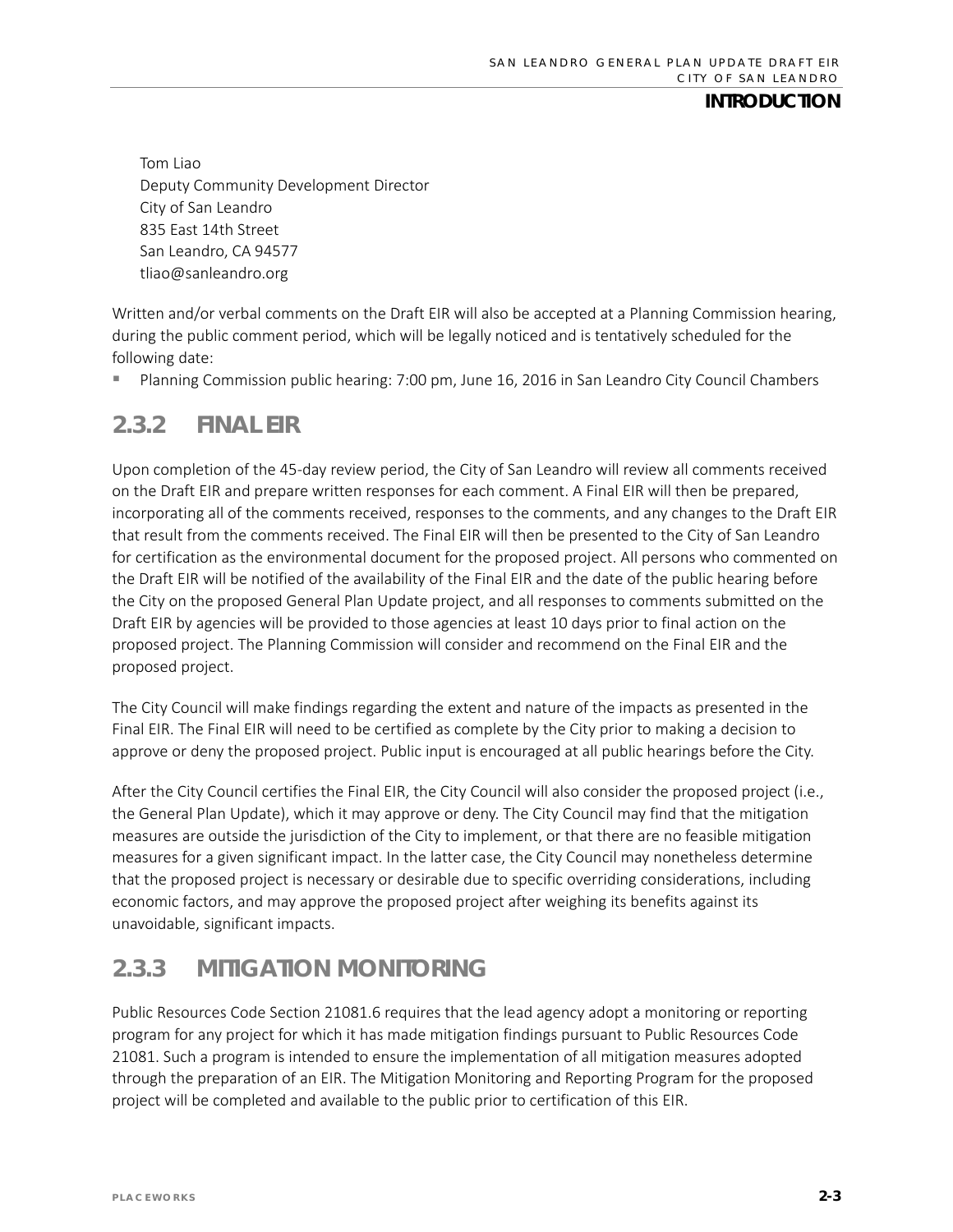Tom Liao
Deputy Community Development Director
City of San Leandro
835 East 14th Street
San Leandro, CA 94577
tliao@sanleandro.org

Written and/or verbal comments on the Draft EIR will also be accepted at a Planning Commission hearing, during the public comment period, which will be legally noticed and is tentatively scheduled for the following date:

- Planning Commission public hearing: 7:00 pm, June 16, 2016 in San Leandro City Council Chambers

### 2.3.2 FINAL EIR

Upon completion of the 45-day review period, the City of San Leandro will review all comments received on the Draft EIR and prepare written responses for each comment. A Final EIR will then be prepared, incorporating all of the comments received, responses to the comments, and any changes to the Draft EIR that result from the comments received. The Final EIR will then be presented to the City of San Leandro for certification as the environmental document for the proposed project. All persons who commented on the Draft EIR will be notified of the availability of the Final EIR and the date of the public hearing before the City on the proposed General Plan Update project, and all responses to comments submitted on the Draft EIR by agencies will be provided to those agencies at least 10 days prior to final action on the proposed project. The Planning Commission will consider and recommend on the Final EIR and the proposed project.

The City Council will make findings regarding the extent and nature of the impacts as presented in the Final EIR. The Final EIR will need to be certified as complete by the City prior to making a decision to approve or deny the proposed project. Public input is encouraged at all public hearings before the City.

After the City Council certifies the Final EIR, the City Council will also consider the proposed project (i.e., the General Plan Update), which it may approve or deny. The City Council may find that the mitigation measures are outside the jurisdiction of the City to implement, or that there are no feasible mitigation measures for a given significant impact. In the latter case, the City Council may nonetheless determine that the proposed project is necessary or desirable due to specific overriding considerations, including economic factors, and may approve the proposed project after weighing its benefits against its unavoidable, significant impacts.

### 2.3.3 MITIGATION MONITORING

Public Resources Code Section 21081.6 requires that the lead agency adopt a monitoring or reporting program for any project for which it has made mitigation findings pursuant to Public Resources Code 21081. Such a program is intended to ensure the implementation of all mitigation measures adopted through the preparation of an EIR. The Mitigation Monitoring and Reporting Program for the proposed project will be completed and available to the public prior to certification of this EIR.